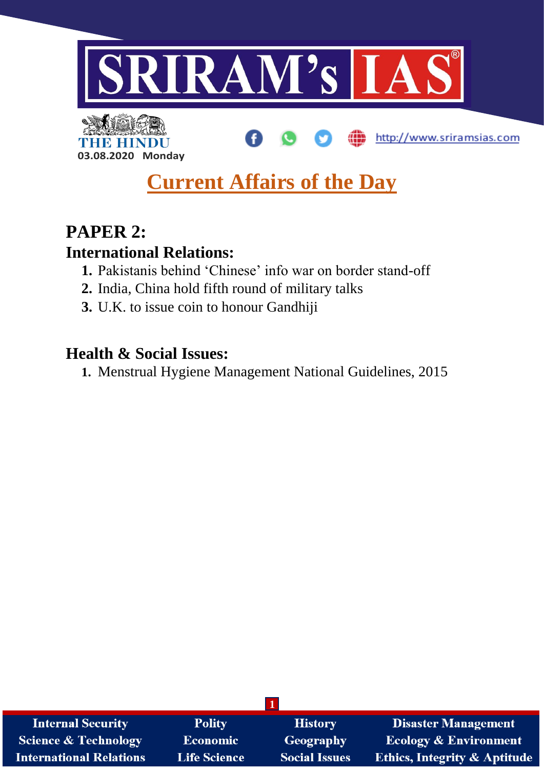THE HINDU

03.08.2020 Monday

http://www.sriramsias.com

# Current Affairs of the Day

## PAPER 2:

### International Relations:

1. Pakistanis behind 'Chinese' info war on border stand-off
2. India, China hold fifth round of military talks
3. U.K. to issue coin to honour Gandhiji

### Health & Social Issues:

1. Menstrual Hygiene Management National Guidelines, 2015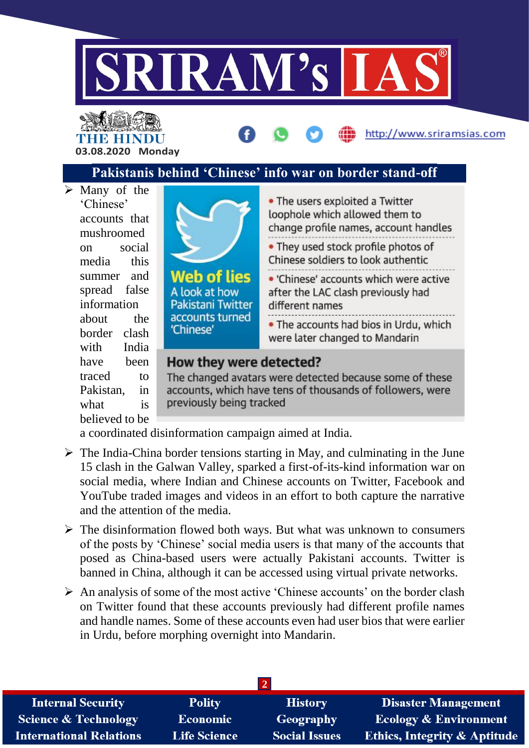## Pakistanis behind 'Chinese' info war on border stand-off

- Many of the 'Chinese' accounts that mushroomed on social media this summer and spread false information about the border clash with India have been traced to Pakistan, in what is believed to be a coordinated disinformation campaign aimed at India.

**Web of lies**
A look at how Pakistani Twitter accounts turned 'Chinese'

- The users exploited a Twitter loophole which allowed them to change profile names, account handles
- They used stock profile photos of Chinese soldiers to look authentic
- 'Chinese' accounts which were active after the LAC clash previously had different names
- The accounts had bios in Urdu, which were later changed to Mandarin

**How they were detected?**
The changed avatars were detected because some of these accounts, which have tens of thousands of followers, were previously being tracked

- The India-China border tensions starting in May, and culminating in the June 15 clash in the Galwan Valley, sparked a first-of-its-kind information war on social media, where Indian and Chinese accounts on Twitter, Facebook and YouTube traded images and videos in an effort to both capture the narrative and the attention of the media.
- The disinformation flowed both ways. But what was unknown to consumers of the posts by 'Chinese' social media users is that many of the accounts that posed as China-based users were actually Pakistani accounts. Twitter is banned in China, although it can be accessed using virtual private networks.
- An analysis of some of the most active 'Chinese accounts' on the border clash on Twitter found that these accounts previously had different profile names and handle names. Some of these accounts even had user bios that were earlier in Urdu, before morphing overnight into Mandarin.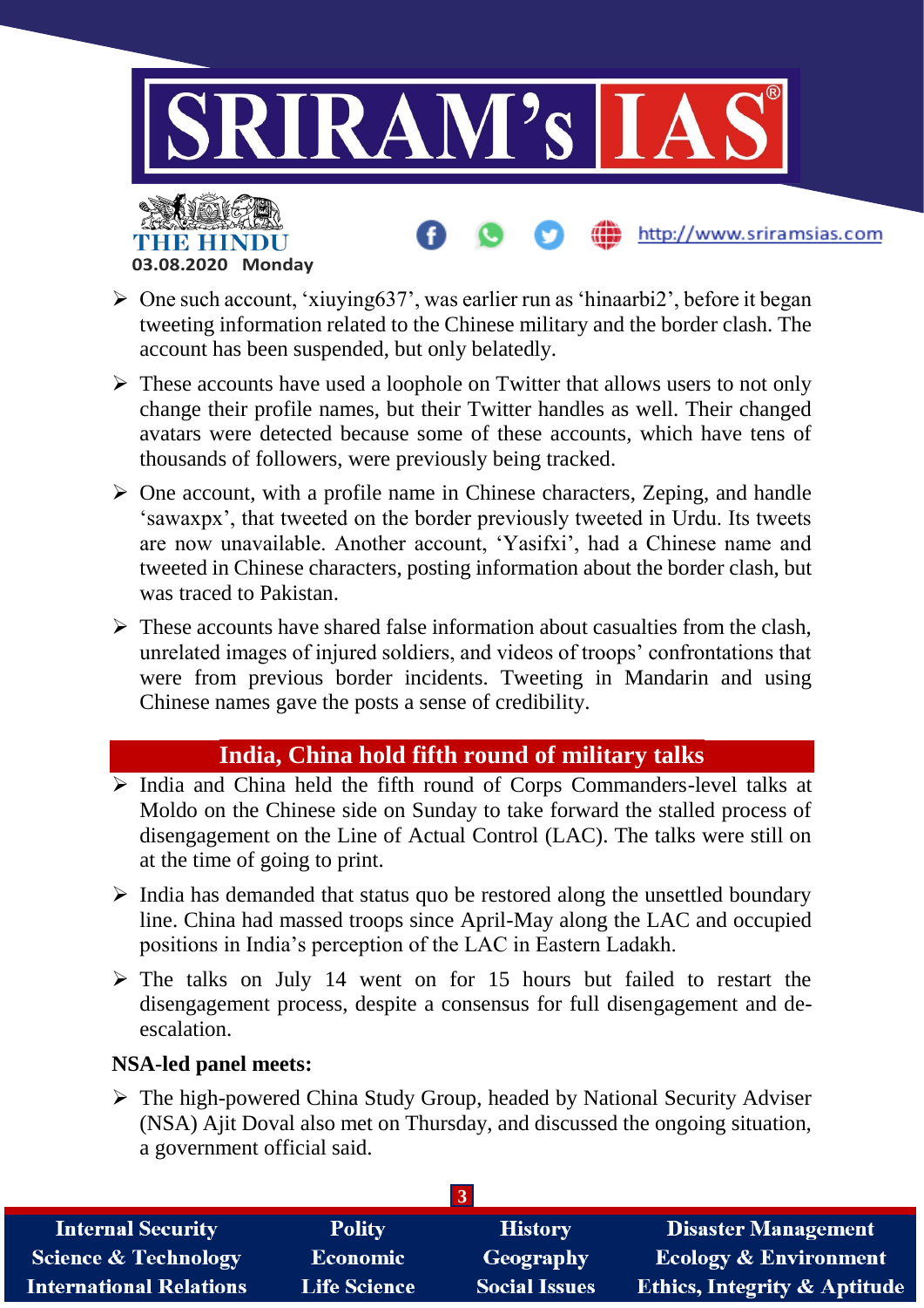- One such account, 'xiuying637', was earlier run as 'hinaarbi2', before it began tweeting information related to the Chinese military and the border clash. The account has been suspended, but only belatedly.
- These accounts have used a loophole on Twitter that allows users to not only change their profile names, but their Twitter handles as well. Their changed avatars were detected because some of these accounts, which have tens of thousands of followers, were previously being tracked.
- One account, with a profile name in Chinese characters, Zeping, and handle 'sawaxpx', that tweeted on the border previously tweeted in Urdu. Its tweets are now unavailable. Another account, 'Yasifxi', had a Chinese name and tweeted in Chinese characters, posting information about the border clash, but was traced to Pakistan.
- These accounts have shared false information about casualties from the clash, unrelated images of injured soldiers, and videos of troops' confrontations that were from previous border incidents. Tweeting in Mandarin and using Chinese names gave the posts a sense of credibility.

## India, China hold fifth round of military talks

- India and China held the fifth round of Corps Commanders-level talks at Moldo on the Chinese side on Sunday to take forward the stalled process of disengagement on the Line of Actual Control (LAC). The talks were still on at the time of going to print.
- India has demanded that status quo be restored along the unsettled boundary line. China had massed troops since April-May along the LAC and occupied positions in India's perception of the LAC in Eastern Ladakh.
- The talks on July 14 went on for 15 hours but failed to restart the disengagement process, despite a consensus for full disengagement and de-escalation.

**NSA-led panel meets:**

- The high-powered China Study Group, headed by National Security Adviser (NSA) Ajit Doval also met on Thursday, and discussed the ongoing situation, a government official said.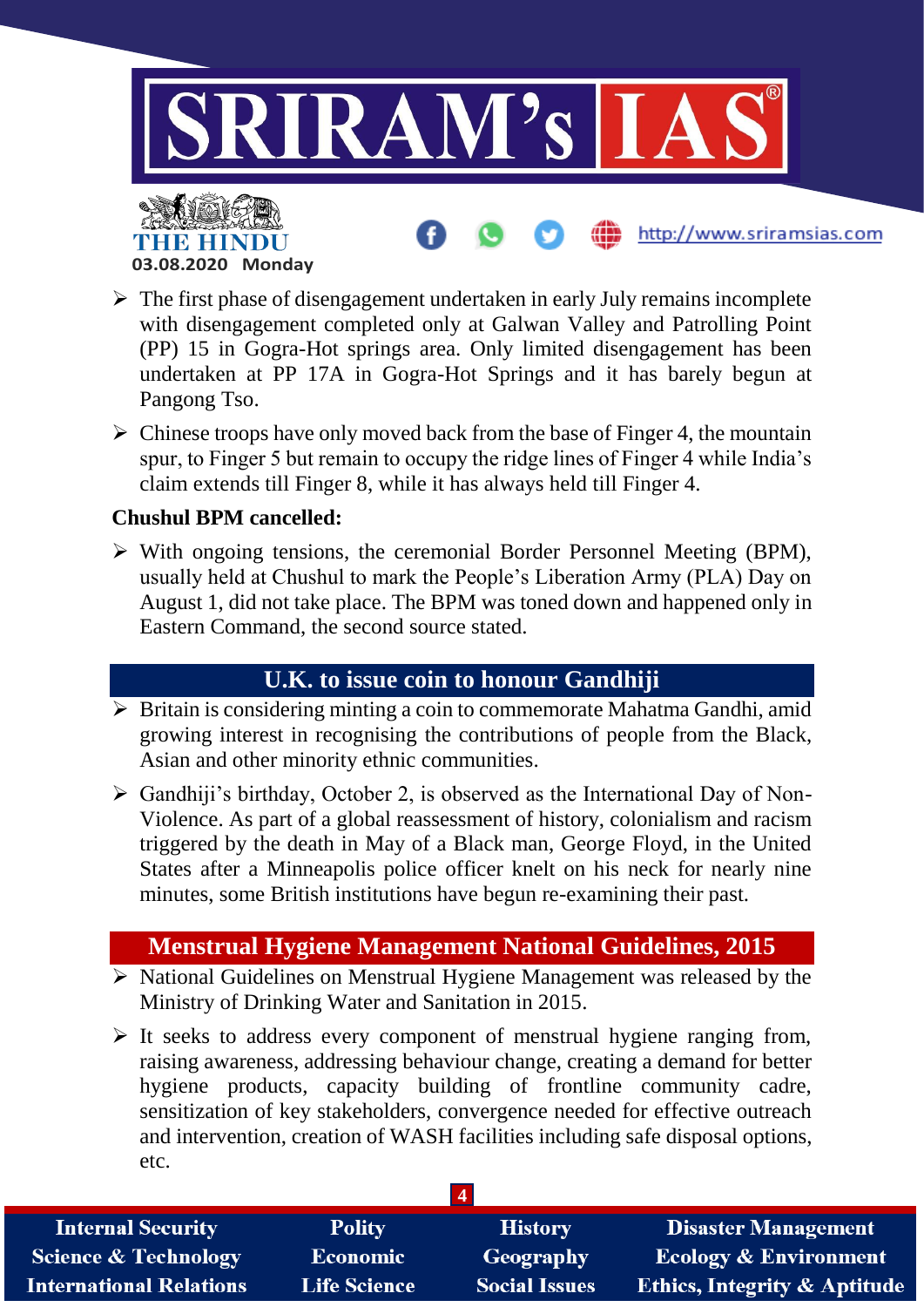- The first phase of disengagement undertaken in early July remains incomplete with disengagement completed only at Galwan Valley and Patrolling Point (PP) 15 in Gogra-Hot springs area. Only limited disengagement has been undertaken at PP 17A in Gogra-Hot Springs and it has barely begun at Pangong Tso.
- Chinese troops have only moved back from the base of Finger 4, the mountain spur, to Finger 5 but remain to occupy the ridge lines of Finger 4 while India's claim extends till Finger 8, while it has always held till Finger 4.

**Chushul BPM cancelled:**

- With ongoing tensions, the ceremonial Border Personnel Meeting (BPM), usually held at Chushul to mark the People's Liberation Army (PLA) Day on August 1, did not take place. The BPM was toned down and happened only in Eastern Command, the second source stated.

## U.K. to issue coin to honour Gandhiji

- Britain is considering minting a coin to commemorate Mahatma Gandhi, amid growing interest in recognising the contributions of people from the Black, Asian and other minority ethnic communities.
- Gandhiji's birthday, October 2, is observed as the International Day of Non-Violence. As part of a global reassessment of history, colonialism and racism triggered by the death in May of a Black man, George Floyd, in the United States after a Minneapolis police officer knelt on his neck for nearly nine minutes, some British institutions have begun re-examining their past.

## Menstrual Hygiene Management National Guidelines, 2015

- National Guidelines on Menstrual Hygiene Management was released by the Ministry of Drinking Water and Sanitation in 2015.
- It seeks to address every component of menstrual hygiene ranging from, raising awareness, addressing behaviour change, creating a demand for better hygiene products, capacity building of frontline community cadre, sensitization of key stakeholders, convergence needed for effective outreach and intervention, creation of WASH facilities including safe disposal options, etc.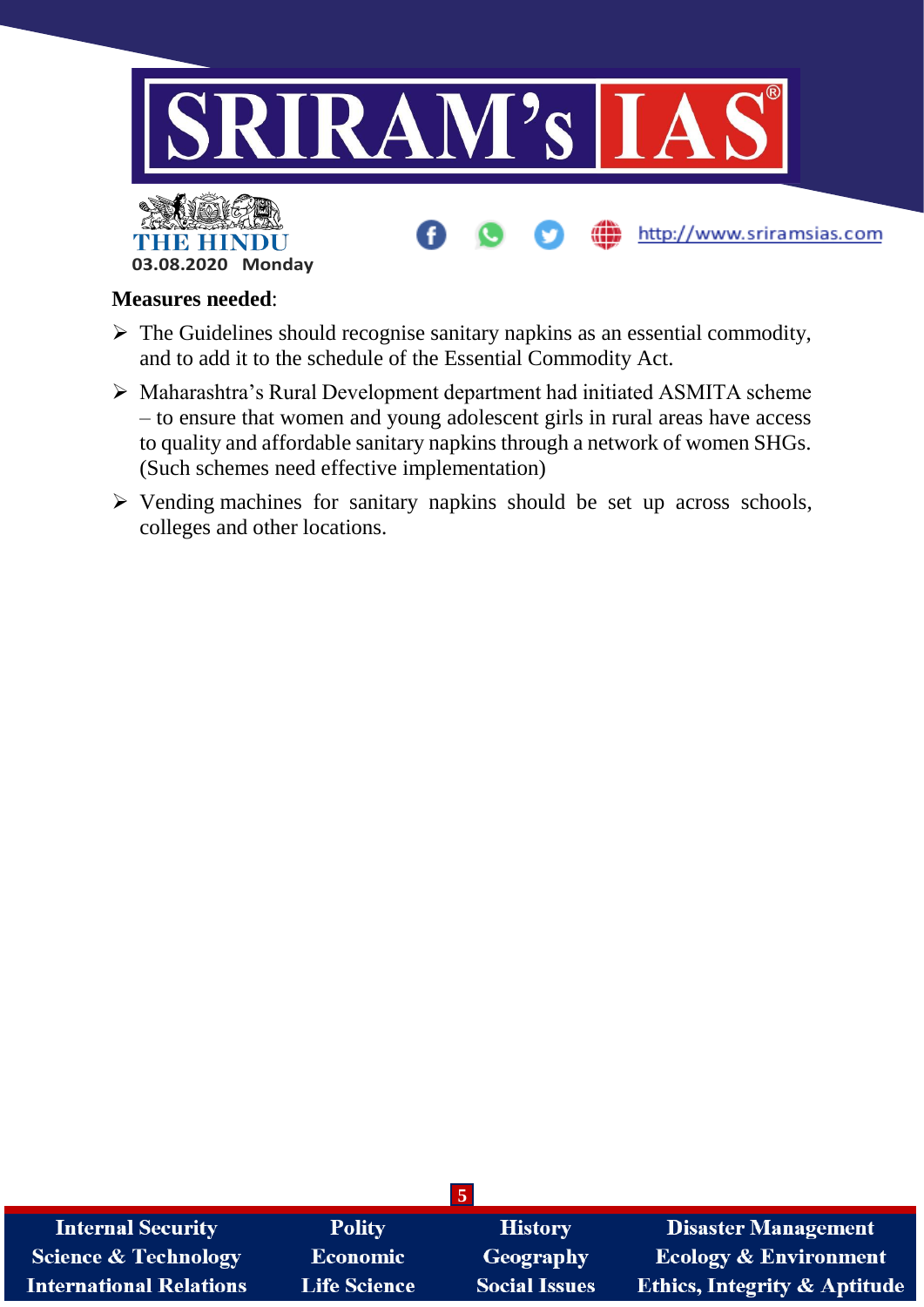**Measures needed**:

- The Guidelines should recognise sanitary napkins as an essential commodity, and to add it to the schedule of the Essential Commodity Act.
- Maharashtra's Rural Development department had initiated ASMITA scheme – to ensure that women and young adolescent girls in rural areas have access to quality and affordable sanitary napkins through a network of women SHGs. (Such schemes need effective implementation)
- Vending machines for sanitary napkins should be set up across schools, colleges and other locations.